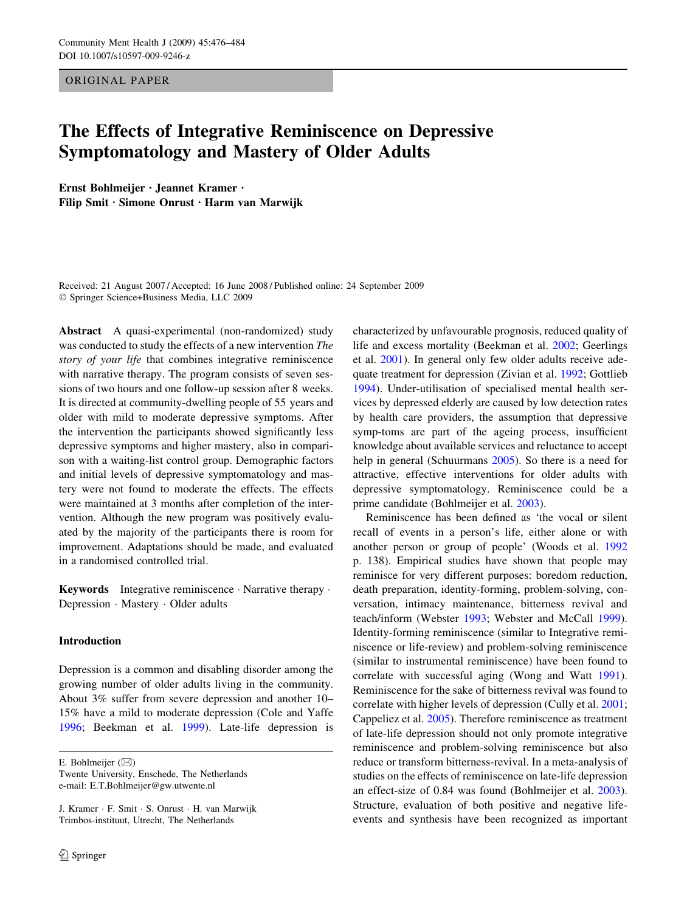ORIGINAL PAPER

# The Effects of Integrative Reminiscence on Depressive Symptomatology and Mastery of Older Adults

**Ernst Bohlmeijer · Jeannet Kramer · Filip Smit · Simone Onrust · Harm van Marwijk**

Received: 21 August 2007 / Accepted: 16 June 2008 / Published online: 24 September 2009
© Springer Science+Business Media, LLC 2009

**Abstract** A quasi-experimental (non-randomized) study was conducted to study the effects of a new intervention *The story of your life* that combines integrative reminiscence with narrative therapy. The program consists of seven sessions of two hours and one follow-up session after 8 weeks. It is directed at community-dwelling people of 55 years and older with mild to moderate depressive symptoms. After the intervention the participants showed significantly less depressive symptoms and higher mastery, also in comparison with a waiting-list control group. Demographic factors and initial levels of depressive symptomatology and mastery were not found to moderate the effects. The effects were maintained at 3 months after completion of the intervention. Although the new program was positively evaluated by the majority of the participants there is room for improvement. Adaptations should be made, and evaluated in a randomised controlled trial.

**Keywords** Integrative reminiscence · Narrative therapy · Depression · Mastery · Older adults

## Introduction

Depression is a common and disabling disorder among the growing number of older adults living in the community. About 3% suffer from severe depression and another 10–15% have a mild to moderate depression (Cole and Yaffe 1996; Beekman et al. 1999). Late-life depression is characterized by unfavourable prognosis, reduced quality of life and excess mortality (Beekman et al. 2002; Geerlings et al. 2001). In general only few older adults receive adequate treatment for depression (Zivian et al. 1992; Gottlieb 1994). Under-utilisation of specialised mental health services by depressed elderly are caused by low detection rates by health care providers, the assumption that depressive symp-toms are part of the ageing process, insufficient knowledge about available services and reluctance to accept help in general (Schuurmans 2005). So there is a need for attractive, effective interventions for older adults with depressive symptomatology. Reminiscence could be a prime candidate (Bohlmeijer et al. 2003).

Reminiscence has been defined as 'the vocal or silent recall of events in a person's life, either alone or with another person or group of people' (Woods et al. 1992 p. 138). Empirical studies have shown that people may reminisce for very different purposes: boredom reduction, death preparation, identity-forming, problem-solving, conversation, intimacy maintenance, bitterness revival and teach/inform (Webster 1993; Webster and McCall 1999). Identity-forming reminiscence (similar to Integrative reminiscence or life-review) and problem-solving reminiscence (similar to instrumental reminiscence) have been found to correlate with successful aging (Wong and Watt 1991). Reminiscence for the sake of bitterness revival was found to correlate with higher levels of depression (Cully et al. 2001; Cappeliez et al. 2005). Therefore reminiscence as treatment of late-life depression should not only promote integrative reminiscence and problem-solving reminiscence but also reduce or transform bitterness-revival. In a meta-analysis of studies on the effects of reminiscence on late-life depression an effect-size of 0.84 was found (Bohlmeijer et al. 2003). Structure, evaluation of both positive and negative life-events and synthesis have been recognized as important

E. Bohlmeijer (✉)
Twente University, Enschede, The Netherlands
e-mail: E.T.Bohlmeijer@gw.utwente.nl

J. Kramer · F. Smit · S. Onrust · H. van Marwijk
Trimbos-instituut, Utrecht, The Netherlands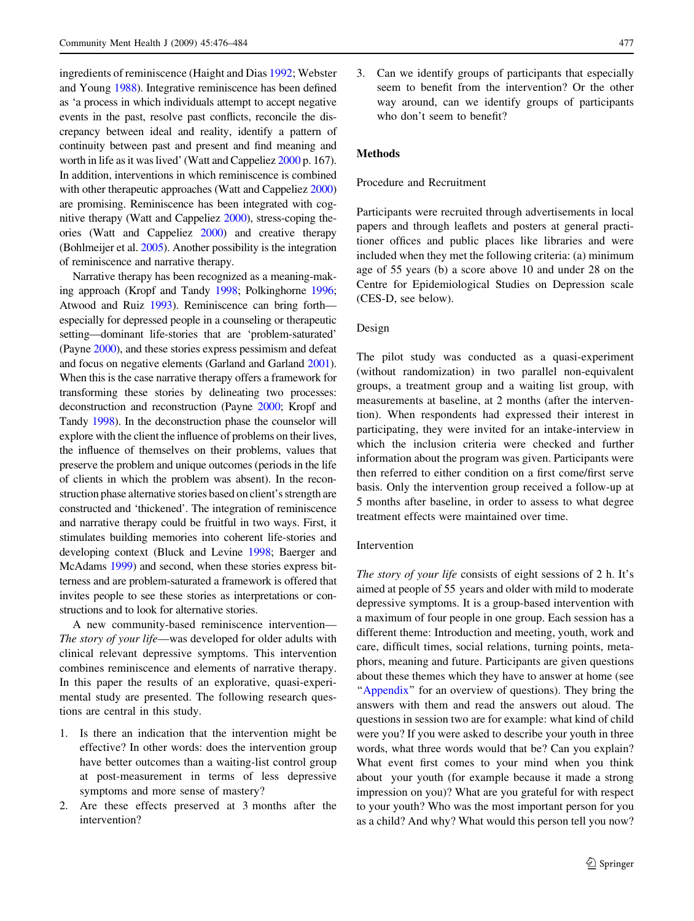ingredients of reminiscence (Haight and Dias 1992; Webster and Young 1988). Integrative reminiscence has been defined as 'a process in which individuals attempt to accept negative events in the past, resolve past conflicts, reconcile the discrepancy between ideal and reality, identify a pattern of continuity between past and present and find meaning and worth in life as it was lived' (Watt and Cappeliez 2000 p. 167). In addition, interventions in which reminiscence is combined with other therapeutic approaches (Watt and Cappeliez 2000) are promising. Reminiscence has been integrated with cognitive therapy (Watt and Cappeliez 2000), stress-coping theories (Watt and Cappeliez 2000) and creative therapy (Bohlmeijer et al. 2005). Another possibility is the integration of reminiscence and narrative therapy.

Narrative therapy has been recognized as a meaning-making approach (Kropf and Tandy 1998; Polkinghorne 1996; Atwood and Ruiz 1993). Reminiscence can bring forth—especially for depressed people in a counseling or therapeutic setting—dominant life-stories that are 'problem-saturated' (Payne 2000), and these stories express pessimism and defeat and focus on negative elements (Garland and Garland 2001). When this is the case narrative therapy offers a framework for transforming these stories by delineating two processes: deconstruction and reconstruction (Payne 2000; Kropf and Tandy 1998). In the deconstruction phase the counselor will explore with the client the influence of problems on their lives, the influence of themselves on their problems, values that preserve the problem and unique outcomes (periods in the life of clients in which the problem was absent). In the reconstruction phase alternative stories based on client's strength are constructed and 'thickened'. The integration of reminiscence and narrative therapy could be fruitful in two ways. First, it stimulates building memories into coherent life-stories and developing context (Bluck and Levine 1998; Baerger and McAdams 1999) and second, when these stories express bitterness and are problem-saturated a framework is offered that invites people to see these stories as interpretations or constructions and to look for alternative stories.

A new community-based reminiscence intervention—*The story of your life*—was developed for older adults with clinical relevant depressive symptoms. This intervention combines reminiscence and elements of narrative therapy. In this paper the results of an explorative, quasi-experimental study are presented. The following research questions are central in this study.

1. Is there an indication that the intervention might be effective? In other words: does the intervention group have better outcomes than a waiting-list control group at post-measurement in terms of less depressive symptoms and more sense of mastery?
2. Are these effects preserved at 3 months after the intervention?
3. Can we identify groups of participants that especially seem to benefit from the intervention? Or the other way around, can we identify groups of participants who don't seem to benefit?

## Methods

### Procedure and Recruitment

Participants were recruited through advertisements in local papers and through leaflets and posters at general practitioner offices and public places like libraries and were included when they met the following criteria: (a) minimum age of 55 years (b) a score above 10 and under 28 on the Centre for Epidemiological Studies on Depression scale (CES-D, see below).

### Design

The pilot study was conducted as a quasi-experiment (without randomization) in two parallel non-equivalent groups, a treatment group and a waiting list group, with measurements at baseline, at 2 months (after the intervention). When respondents had expressed their interest in participating, they were invited for an intake-interview in which the inclusion criteria were checked and further information about the program was given. Participants were then referred to either condition on a first come/first serve basis. Only the intervention group received a follow-up at 5 months after baseline, in order to assess to what degree treatment effects were maintained over time.

### Intervention

*The story of your life* consists of eight sessions of 2 h. It's aimed at people of 55 years and older with mild to moderate depressive symptoms. It is a group-based intervention with a maximum of four people in one group. Each session has a different theme: Introduction and meeting, youth, work and care, difficult times, social relations, turning points, metaphors, meaning and future. Participants are given questions about these themes which they have to answer at home (see "Appendix" for an overview of questions). They bring the answers with them and read the answers out aloud. The questions in session two are for example: what kind of child were you? If you were asked to describe your youth in three words, what three words would that be? Can you explain? What event first comes to your mind when you think about your youth (for example because it made a strong impression on you)? What are you grateful for with respect to your youth? Who was the most important person for you as a child? And why? What would this person tell you now?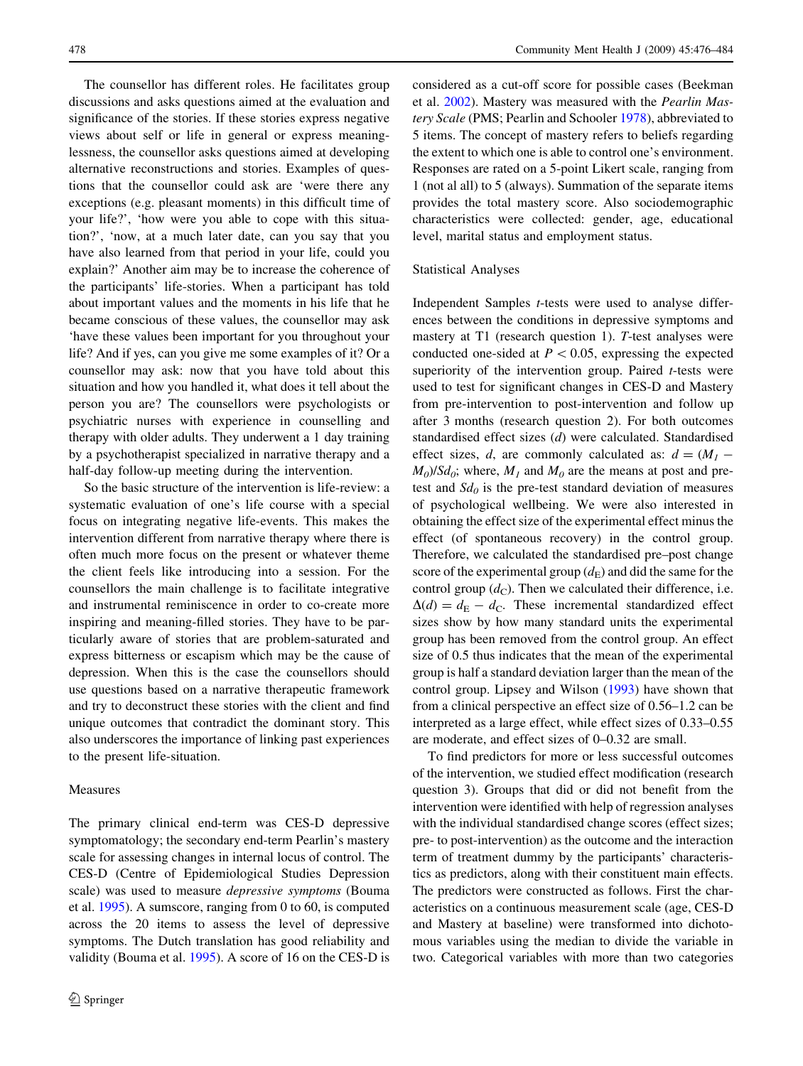The counsellor has different roles. He facilitates group discussions and asks questions aimed at the evaluation and significance of the stories. If these stories express negative views about self or life in general or express meaninglessness, the counsellor asks questions aimed at developing alternative reconstructions and stories. Examples of questions that the counsellor could ask are 'were there any exceptions (e.g. pleasant moments) in this difficult time of your life?', 'how were you able to cope with this situation?', 'now, at a much later date, can you say that you have also learned from that period in your life, could you explain?' Another aim may be to increase the coherence of the participants' life-stories. When a participant has told about important values and the moments in his life that he became conscious of these values, the counsellor may ask 'have these values been important for you throughout your life? And if yes, can you give me some examples of it? Or a counsellor may ask: now that you have told about this situation and how you handled it, what does it tell about the person you are? The counsellors were psychologists or psychiatric nurses with experience in counselling and therapy with older adults. They underwent a 1 day training by a psychotherapist specialized in narrative therapy and a half-day follow-up meeting during the intervention.

So the basic structure of the intervention is life-review: a systematic evaluation of one's life course with a special focus on integrating negative life-events. This makes the intervention different from narrative therapy where there is often much more focus on the present or whatever theme the client feels like introducing into a session. For the counsellors the main challenge is to facilitate integrative and instrumental reminiscence in order to co-create more inspiring and meaning-filled stories. They have to be particularly aware of stories that are problem-saturated and express bitterness or escapism which may be the cause of depression. When this is the case the counsellors should use questions based on a narrative therapeutic framework and try to deconstruct these stories with the client and find unique outcomes that contradict the dominant story. This also underscores the importance of linking past experiences to the present life-situation.

## Measures

The primary clinical end-term was CES-D depressive symptomatology; the secondary end-term Pearlin's mastery scale for assessing changes in internal locus of control. The CES-D (Centre of Epidemiological Studies Depression scale) was used to measure *depressive symptoms* (Bouma et al. 1995). A sumscore, ranging from 0 to 60, is computed across the 20 items to assess the level of depressive symptoms. The Dutch translation has good reliability and validity (Bouma et al. 1995). A score of 16 on the CES-D is considered as a cut-off score for possible cases (Beekman et al. 2002). Mastery was measured with the *Pearlin Mastery Scale* (PMS; Pearlin and Schooler 1978), abbreviated to 5 items. The concept of mastery refers to beliefs regarding the extent to which one is able to control one's environment. Responses are rated on a 5-point Likert scale, ranging from 1 (not al all) to 5 (always). Summation of the separate items provides the total mastery score. Also sociodemographic characteristics were collected: gender, age, educational level, marital status and employment status.

## Statistical Analyses

Independent Samples *t*-tests were used to analyse differences between the conditions in depressive symptoms and mastery at T1 (research question 1). *T*-test analyses were conducted one-sided at $P < 0.05$, expressing the expected superiority of the intervention group. Paired *t*-tests were used to test for significant changes in CES-D and Mastery from pre-intervention to post-intervention and follow up after 3 months (research question 2). For both outcomes standardised effect sizes ($d$) were calculated. Standardised effect sizes, $d$, are commonly calculated as: $d = (M_1 - M_0)/Sd_0$; where, $M_1$ and $M_0$ are the means at post and pre-test and $Sd_0$ is the pre-test standard deviation of measures of psychological wellbeing. We were also interested in obtaining the effect size of the experimental effect minus the effect (of spontaneous recovery) in the control group. Therefore, we calculated the standardised pre–post change score of the experimental group ($d_E$) and did the same for the control group ($d_C$). Then we calculated their difference, i.e. $\Delta(d) = d_E - d_C$. These incremental standardized effect sizes show by how many standard units the experimental group has been removed from the control group. An effect size of 0.5 thus indicates that the mean of the experimental group is half a standard deviation larger than the mean of the control group. Lipsey and Wilson (1993) have shown that from a clinical perspective an effect size of 0.56–1.2 can be interpreted as a large effect, while effect sizes of 0.33–0.55 are moderate, and effect sizes of 0–0.32 are small.

To find predictors for more or less successful outcomes of the intervention, we studied effect modification (research question 3). Groups that did or did not benefit from the intervention were identified with help of regression analyses with the individual standardised change scores (effect sizes; pre- to post-intervention) as the outcome and the interaction term of treatment dummy by the participants' characteristics as predictors, along with their constituent main effects. The predictors were constructed as follows. First the characteristics on a continuous measurement scale (age, CES-D and Mastery at baseline) were transformed into dichotomous variables using the median to divide the variable in two. Categorical variables with more than two categories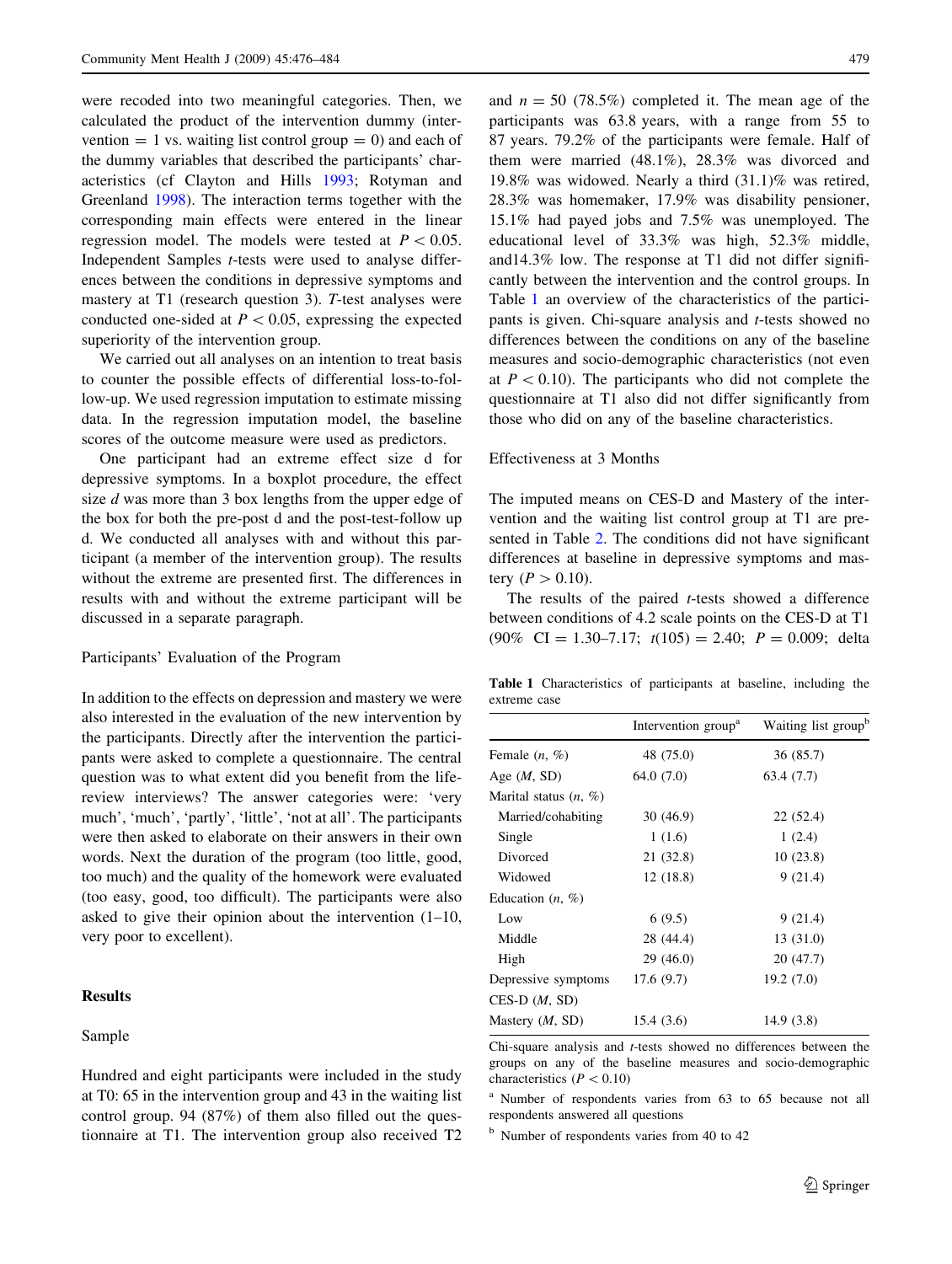were recoded into two meaningful categories. Then, we calculated the product of the intervention dummy (intervention = 1 vs. waiting list control group = 0) and each of the dummy variables that described the participants' characteristics (cf Clayton and Hills 1993; Rotyman and Greenland 1998). The interaction terms together with the corresponding main effects were entered in the linear regression model. The models were tested at $P < 0.05$. Independent Samples *t*-tests were used to analyse differences between the conditions in depressive symptoms and mastery at T1 (research question 3). *T*-test analyses were conducted one-sided at $P < 0.05$, expressing the expected superiority of the intervention group.

We carried out all analyses on an intention to treat basis to counter the possible effects of differential loss-to-follow-up. We used regression imputation to estimate missing data. In the regression imputation model, the baseline scores of the outcome measure were used as predictors.

One participant had an extreme effect size d for depressive symptoms. In a boxplot procedure, the effect size *d* was more than 3 box lengths from the upper edge of the box for both the pre-post d and the post-test-follow up d. We conducted all analyses with and without this participant (a member of the intervention group). The results without the extreme are presented first. The differences in results with and without the extreme participant will be discussed in a separate paragraph.

### Participants' Evaluation of the Program

In addition to the effects on depression and mastery we were also interested in the evaluation of the new intervention by the participants. Directly after the intervention the participants were asked to complete a questionnaire. The central question was to what extent did you benefit from the life-review interviews? The answer categories were: 'very much', 'much', 'partly', 'little', 'not at all'. The participants were then asked to elaborate on their answers in their own words. Next the duration of the program (too little, good, too much) and the quality of the homework were evaluated (too easy, good, too difficult). The participants were also asked to give their opinion about the intervention (1–10, very poor to excellent).

## Results

### Sample

Hundred and eight participants were included in the study at T0: 65 in the intervention group and 43 in the waiting list control group. 94 (87%) of them also filled out the questionnaire at T1. The intervention group also received T2 and $n = 50$ (78.5%) completed it. The mean age of the participants was 63.8 years, with a range from 55 to 87 years. 79.2% of the participants were female. Half of them were married (48.1%), 28.3% was divorced and 19.8% was widowed. Nearly a third (31.1)% was retired, 28.3% was homemaker, 17.9% was disability pensioner, 15.1% had payed jobs and 7.5% was unemployed. The educational level of 33.3% was high, 52.3% middle, and14.3% low. The response at T1 did not differ significantly between the intervention and the control groups. In Table 1 an overview of the characteristics of the participants is given. Chi-square analysis and *t*-tests showed no differences between the conditions on any of the baseline measures and socio-demographic characteristics (not even at $P < 0.10$). The participants who did not complete the questionnaire at T1 also did not differ significantly from those who did on any of the baseline characteristics.

### Effectiveness at 3 Months

The imputed means on CES-D and Mastery of the intervention and the waiting list control group at T1 are presented in Table 2. The conditions did not have significant differences at baseline in depressive symptoms and mastery ($P > 0.10$).

The results of the paired *t*-tests showed a difference between conditions of 4.2 scale points on the CES-D at T1 (90% CI = 1.30–7.17; $t(105) = 2.40$; $P = 0.009$; delta

**Table 1** Characteristics of participants at baseline, including the extreme case

| | Intervention group[a] | Waiting list group[b] |
|---|---|---|
| Female ($n$, %) | 48 (75.0) | 36 (85.7) |
| Age ($M$, SD) | 64.0 (7.0) | 63.4 (7.7) |
| Marital status ($n$, %) | | |
| Married/cohabiting | 30 (46.9) | 22 (52.4) |
| Single | 1 (1.6) | 1 (2.4) |
| Divorced | 21 (32.8) | 10 (23.8) |
| Widowed | 12 (18.8) | 9 (21.4) |
| Education ($n$, %) | | |
| Low | 6 (9.5) | 9 (21.4) |
| Middle | 28 (44.4) | 13 (31.0) |
| High | 29 (46.0) | 20 (47.7) |
| Depressive symptoms CES-D ($M$, SD) | 17.6 (9.7) | 19.2 (7.0) |
| Mastery ($M$, SD) | 15.4 (3.6) | 14.9 (3.8) |

Chi-square analysis and *t*-tests showed no differences between the groups on any of the baseline measures and socio-demographic characteristics ($P < 0.10$)

[a] Number of respondents varies from 63 to 65 because not all respondents answered all questions

[b] Number of respondents varies from 40 to 42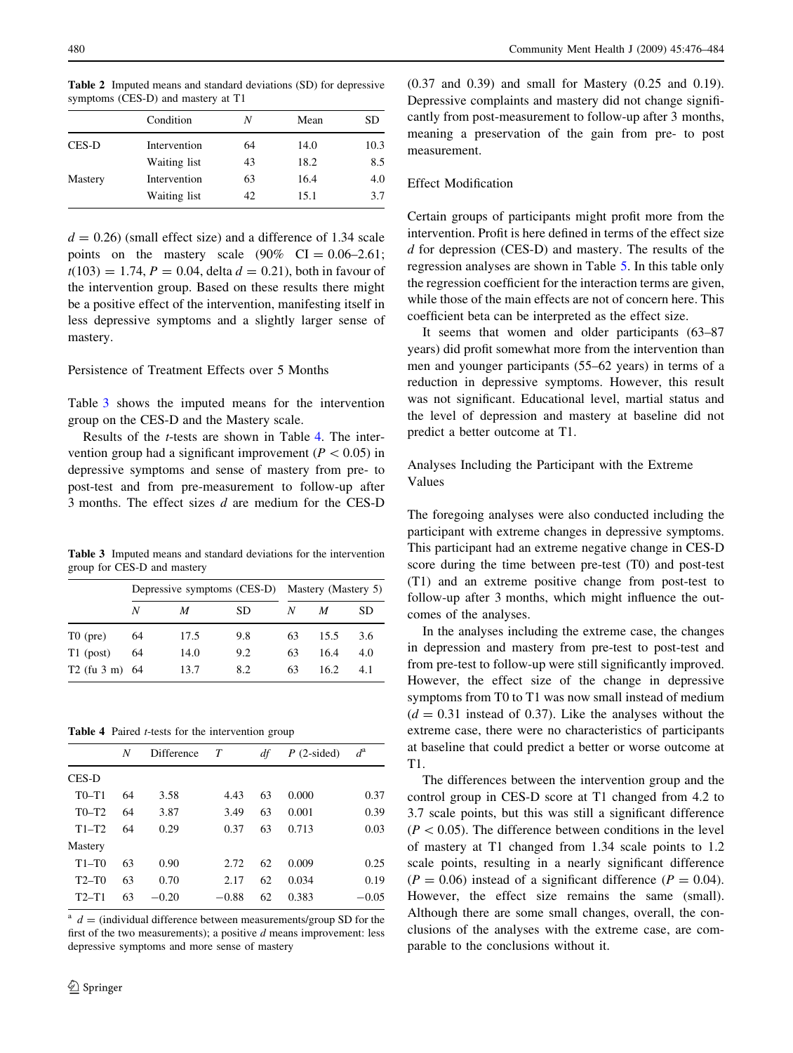**Table 2** Imputed means and standard deviations (SD) for depressive symptoms (CES-D) and mastery at T1

| | Condition | N | Mean | SD |
|---|---|---|---|---|
| CES-D | Intervention | 64 | 14.0 | 10.3 |
| | Waiting list | 43 | 18.2 | 8.5 |
| Mastery | Intervention | 63 | 16.4 | 4.0 |
| | Waiting list | 42 | 15.1 | 3.7 |

$d = 0.26$) (small effect size) and a difference of 1.34 scale points on the mastery scale (90% CI = 0.06–2.61; $t(103) = 1.74$, $P = 0.04$, delta $d = 0.21$), both in favour of the intervention group. Based on these results there might be a positive effect of the intervention, manifesting itself in less depressive symptoms and a slightly larger sense of mastery.

## Persistence of Treatment Effects over 5 Months

Table 3 shows the imputed means for the intervention group on the CES-D and the Mastery scale.

Results of the *t*-tests are shown in Table 4. The intervention group had a significant improvement ($P < 0.05$) in depressive symptoms and sense of mastery from pre- to post-test and from pre-measurement to follow-up after 3 months. The effect sizes *d* are medium for the CES-D (0.37 and 0.39) and small for Mastery (0.25 and 0.19). Depressive complaints and mastery did not change significantly from post-measurement to follow-up after 3 months, meaning a preservation of the gain from pre- to post measurement.

**Table 3** Imputed means and standard deviations for the intervention group for CES-D and mastery

| | Depressive symptoms (CES-D) | | | Mastery (Mastery 5) | | |
|---|---|---|---|---|---|---|
| | N | M | SD | N | M | SD |
| T0 (pre) | 64 | 17.5 | 9.8 | 63 | 15.5 | 3.6 |
| T1 (post) | 64 | 14.0 | 9.2 | 63 | 16.4 | 4.0 |
| T2 (fu 3 m) | 64 | 13.7 | 8.2 | 63 | 16.2 | 4.1 |

**Table 4** Paired *t*-tests for the intervention group

| | N | Difference | T | df | P (2-sided) | d[a] |
|---|---|---|---|---|---|---|
| CES-D | | | | | | |
| T0–T1 | 64 | 3.58 | 4.43 | 63 | 0.000 | 0.37 |
| T0–T2 | 64 | 3.87 | 3.49 | 63 | 0.001 | 0.39 |
| T1–T2 | 64 | 0.29 | 0.37 | 63 | 0.713 | 0.03 |
| Mastery | | | | | | |
| T1–T0 | 63 | 0.90 | 2.72 | 62 | 0.009 | 0.25 |
| T2–T0 | 63 | 0.70 | 2.17 | 62 | 0.034 | 0.19 |
| T2–T1 | 63 | −0.20 | −0.88 | 62 | 0.383 | −0.05 |

[a] *d* = (individual difference between measurements/group SD for the first of the two measurements); a positive *d* means improvement: less depressive symptoms and more sense of mastery

## Effect Modification

Certain groups of participants might profit more from the intervention. Profit is here defined in terms of the effect size *d* for depression (CES-D) and mastery. The results of the regression analyses are shown in Table 5. In this table only the regression coefficient for the interaction terms are given, while those of the main effects are not of concern here. This coefficient beta can be interpreted as the effect size.

It seems that women and older participants (63–87 years) did profit somewhat more from the intervention than men and younger participants (55–62 years) in terms of a reduction in depressive symptoms. However, this result was not significant. Educational level, martial status and the level of depression and mastery at baseline did not predict a better outcome at T1.

## Analyses Including the Participant with the Extreme Values

The foregoing analyses were also conducted including the participant with extreme changes in depressive symptoms. This participant had an extreme negative change in CES-D score during the time between pre-test (T0) and post-test (T1) and an extreme positive change from post-test to follow-up after 3 months, which might influence the outcomes of the analyses.

In the analyses including the extreme case, the changes in depression and mastery from pre-test to post-test and from pre-test to follow-up were still significantly improved. However, the effect size of the change in depressive symptoms from T0 to T1 was now small instead of medium ($d = 0.31$ instead of 0.37). Like the analyses without the extreme case, there were no characteristics of participants at baseline that could predict a better or worse outcome at T1.

The differences between the intervention group and the control group in CES-D score at T1 changed from 4.2 to 3.7 scale points, but this was still a significant difference ($P < 0.05$). The difference between conditions in the level of mastery at T1 changed from 1.34 scale points to 1.2 scale points, resulting in a nearly significant difference ($P = 0.06$) instead of a significant difference ($P = 0.04$). However, the effect size remains the same (small). Although there are some small changes, overall, the conclusions of the analyses with the extreme case, are comparable to the conclusions without it.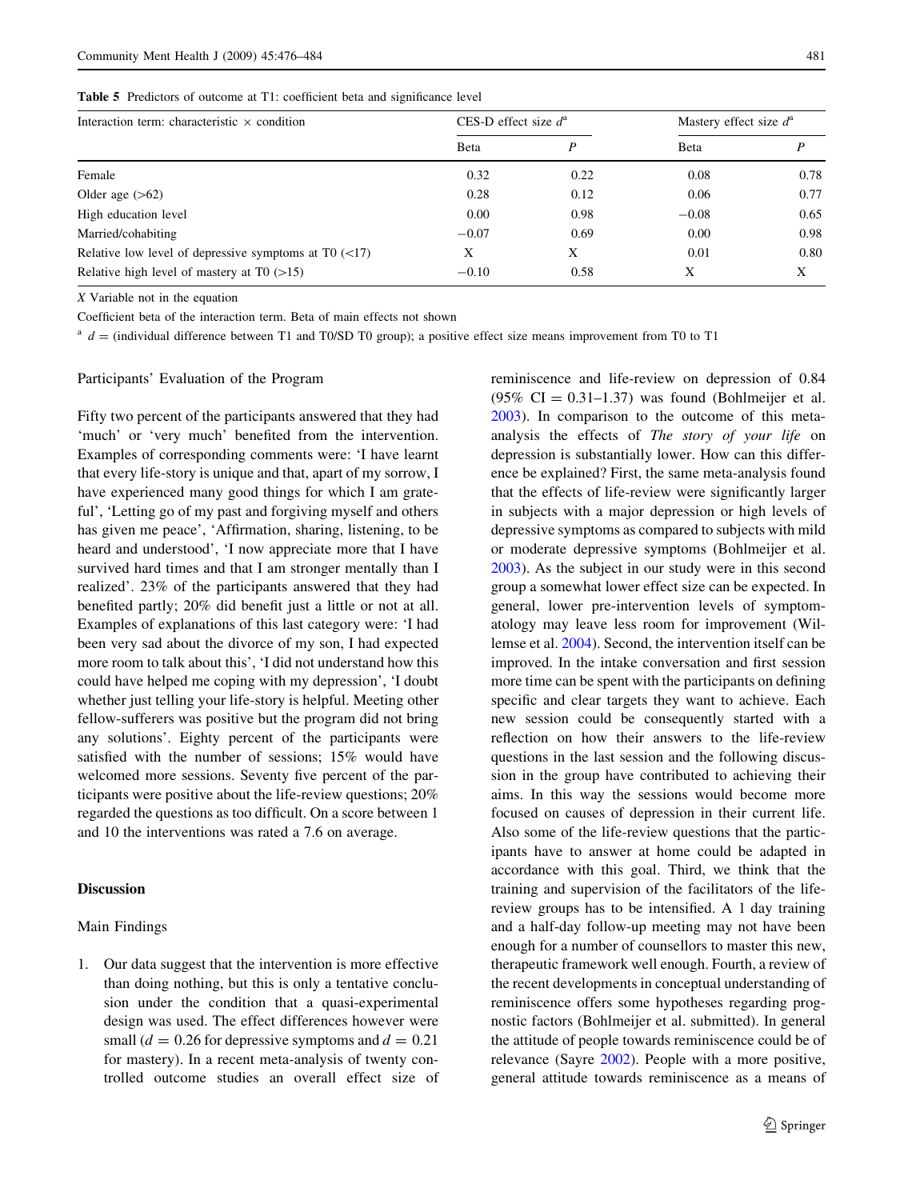**Table 5** Predictors of outcome at T1: coefficient beta and significance level

| Interaction term: characteristic × condition | CES-D effect size $d$[a] | | Mastery effect size $d$[a] | |
|---|---|---|---|---|
| | Beta | $P$ | Beta | $P$ |
| Female | 0.32 | 0.22 | 0.08 | 0.78 |
| Older age (>62) | 0.28 | 0.12 | 0.06 | 0.77 |
| High education level | 0.00 | 0.98 | −0.08 | 0.65 |
| Married/cohabiting | −0.07 | 0.69 | 0.00 | 0.98 |
| Relative low level of depressive symptoms at T0 (<17) | X | X | 0.01 | 0.80 |
| Relative high level of mastery at T0 (>15) | −0.10 | 0.58 | X | X |

*X* Variable not in the equation

Coefficient beta of the interaction term. Beta of main effects not shown

[a] $d$ = (individual difference between T1 and T0/SD T0 group); a positive effect size means improvement from T0 to T1

### Participants' Evaluation of the Program

Fifty two percent of the participants answered that they had 'much' or 'very much' benefited from the intervention. Examples of corresponding comments were: 'I have learnt that every life-story is unique and that, apart of my sorrow, I have experienced many good things for which I am grateful', 'Letting go of my past and forgiving myself and others has given me peace', 'Affirmation, sharing, listening, to be heard and understood', 'I now appreciate more that I have survived hard times and that I am stronger mentally than I realized'. 23% of the participants answered that they had benefited partly; 20% did benefit just a little or not at all. Examples of explanations of this last category were: 'I had been very sad about the divorce of my son, I had expected more room to talk about this', 'I did not understand how this could have helped me coping with my depression', 'I doubt whether just telling your life-story is helpful. Meeting other fellow-sufferers was positive but the program did not bring any solutions'. Eighty percent of the participants were satisfied with the number of sessions; 15% would have welcomed more sessions. Seventy five percent of the participants were positive about the life-review questions; 20% regarded the questions as too difficult. On a score between 1 and 10 the interventions was rated a 7.6 on average.

## Discussion

### Main Findings

1. Our data suggest that the intervention is more effective than doing nothing, but this is only a tentative conclusion under the condition that a quasi-experimental design was used. The effect differences however were small ($d = 0.26$ for depressive symptoms and $d = 0.21$ for mastery). In a recent meta-analysis of twenty controlled outcome studies an overall effect size of reminiscence and life-review on depression of 0.84 (95% CI = 0.31–1.37) was found (Bohlmeijer et al. 2003). In comparison to the outcome of this meta-analysis the effects of *The story of your life* on depression is substantially lower. How can this difference be explained? First, the same meta-analysis found that the effects of life-review were significantly larger in subjects with a major depression or high levels of depressive symptoms as compared to subjects with mild or moderate depressive symptoms (Bohlmeijer et al. 2003). As the subject in our study were in this second group a somewhat lower effect size can be expected. In general, lower pre-intervention levels of symptomatology may leave less room for improvement (Willemse et al. 2004). Second, the intervention itself can be improved. In the intake conversation and first session more time can be spent with the participants on defining specific and clear targets they want to achieve. Each new session could be consequently started with a reflection on how their answers to the life-review questions in the last session and the following discussion in the group have contributed to achieving their aims. In this way the sessions would become more focused on causes of depression in their current life. Also some of the life-review questions that the participants have to answer at home could be adapted in accordance with this goal. Third, we think that the training and supervision of the facilitators of the life-review groups has to be intensified. A 1 day training and a half-day follow-up meeting may not have been enough for a number of counsellors to master this new, therapeutic framework well enough. Fourth, a review of the recent developments in conceptual understanding of reminiscence offers some hypotheses regarding prognostic factors (Bohlmeijer et al. submitted). In general the attitude of people towards reminiscence could be of relevance (Sayre 2002). People with a more positive, general attitude towards reminiscence as a means of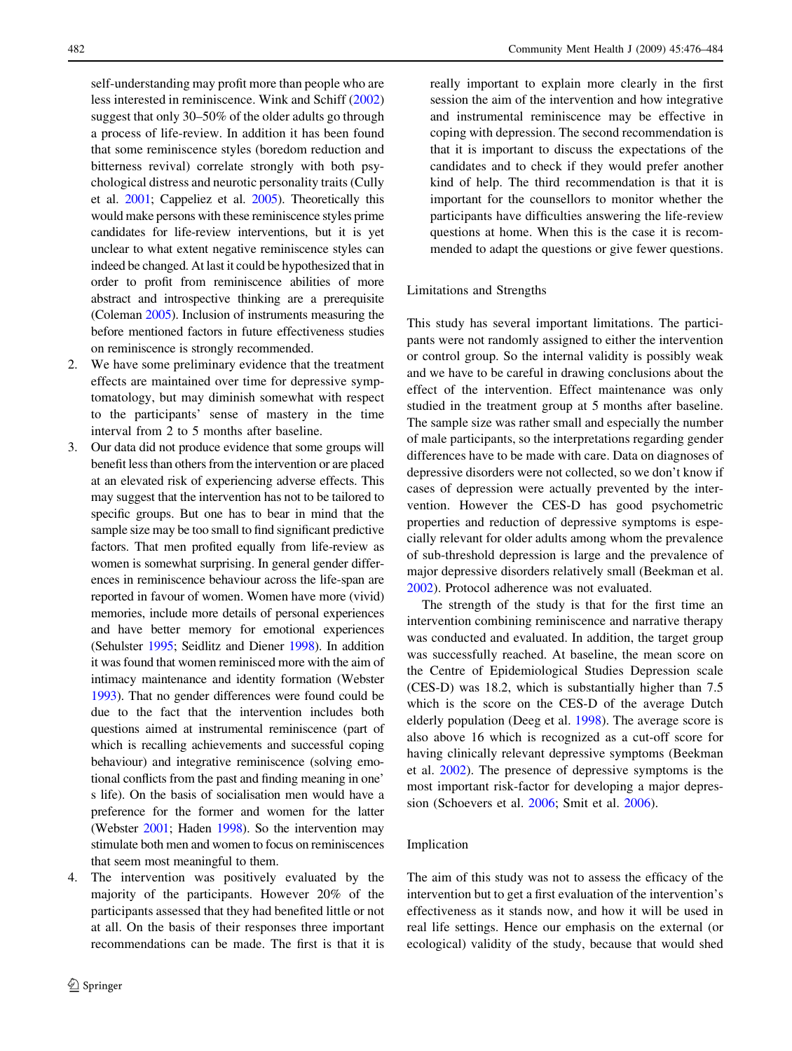self-understanding may profit more than people who are less interested in reminiscence. Wink and Schiff (2002) suggest that only 30–50% of the older adults go through a process of life-review. In addition it has been found that some reminiscence styles (boredom reduction and bitterness revival) correlate strongly with both psychological distress and neurotic personality traits (Cully et al. 2001; Cappeliez et al. 2005). Theoretically this would make persons with these reminiscence styles prime candidates for life-review interventions, but it is yet unclear to what extent negative reminiscence styles can indeed be changed. At last it could be hypothesized that in order to profit from reminiscence abilities of more abstract and introspective thinking are a prerequisite (Coleman 2005). Inclusion of instruments measuring the before mentioned factors in future effectiveness studies on reminiscence is strongly recommended.

2. We have some preliminary evidence that the treatment effects are maintained over time for depressive symptomatology, but may diminish somewhat with respect to the participants' sense of mastery in the time interval from 2 to 5 months after baseline.
3. Our data did not produce evidence that some groups will benefit less than others from the intervention or are placed at an elevated risk of experiencing adverse effects. This may suggest that the intervention has not to be tailored to specific groups. But one has to bear in mind that the sample size may be too small to find significant predictive factors. That men profited equally from life-review as women is somewhat surprising. In general gender differences in reminiscence behaviour across the life-span are reported in favour of women. Women have more (vivid) memories, include more details of personal experiences and have better memory for emotional experiences (Sehulster 1995; Seidlitz and Diener 1998). In addition it was found that women reminisced more with the aim of intimacy maintenance and identity formation (Webster 1993). That no gender differences were found could be due to the fact that the intervention includes both questions aimed at instrumental reminiscence (part of which is recalling achievements and successful coping behaviour) and integrative reminiscence (solving emotional conflicts from the past and finding meaning in one' s life). On the basis of socialisation men would have a preference for the former and women for the latter (Webster 2001; Haden 1998). So the intervention may stimulate both men and women to focus on reminiscences that seem most meaningful to them.
4. The intervention was positively evaluated by the majority of the participants. However 20% of the participants assessed that they had benefited little or not at all. On the basis of their responses three important recommendations can be made. The first is that it is really important to explain more clearly in the first session the aim of the intervention and how integrative and instrumental reminiscence may be effective in coping with depression. The second recommendation is that it is important to discuss the expectations of the candidates and to check if they would prefer another kind of help. The third recommendation is that it is important for the counsellors to monitor whether the participants have difficulties answering the life-review questions at home. When this is the case it is recommended to adapt the questions or give fewer questions.

## Limitations and Strengths

This study has several important limitations. The participants were not randomly assigned to either the intervention or control group. So the internal validity is possibly weak and we have to be careful in drawing conclusions about the effect of the intervention. Effect maintenance was only studied in the treatment group at 5 months after baseline. The sample size was rather small and especially the number of male participants, so the interpretations regarding gender differences have to be made with care. Data on diagnoses of depressive disorders were not collected, so we don't know if cases of depression were actually prevented by the intervention. However the CES-D has good psychometric properties and reduction of depressive symptoms is especially relevant for older adults among whom the prevalence of sub-threshold depression is large and the prevalence of major depressive disorders relatively small (Beekman et al. 2002). Protocol adherence was not evaluated.

The strength of the study is that for the first time an intervention combining reminiscence and narrative therapy was conducted and evaluated. In addition, the target group was successfully reached. At baseline, the mean score on the Centre of Epidemiological Studies Depression scale (CES-D) was 18.2, which is substantially higher than 7.5 which is the score on the CES-D of the average Dutch elderly population (Deeg et al. 1998). The average score is also above 16 which is recognized as a cut-off score for having clinically relevant depressive symptoms (Beekman et al. 2002). The presence of depressive symptoms is the most important risk-factor for developing a major depression (Schoevers et al. 2006; Smit et al. 2006).

## Implication

The aim of this study was not to assess the efficacy of the intervention but to get a first evaluation of the intervention's effectiveness as it stands now, and how it will be used in real life settings. Hence our emphasis on the external (or ecological) validity of the study, because that would shed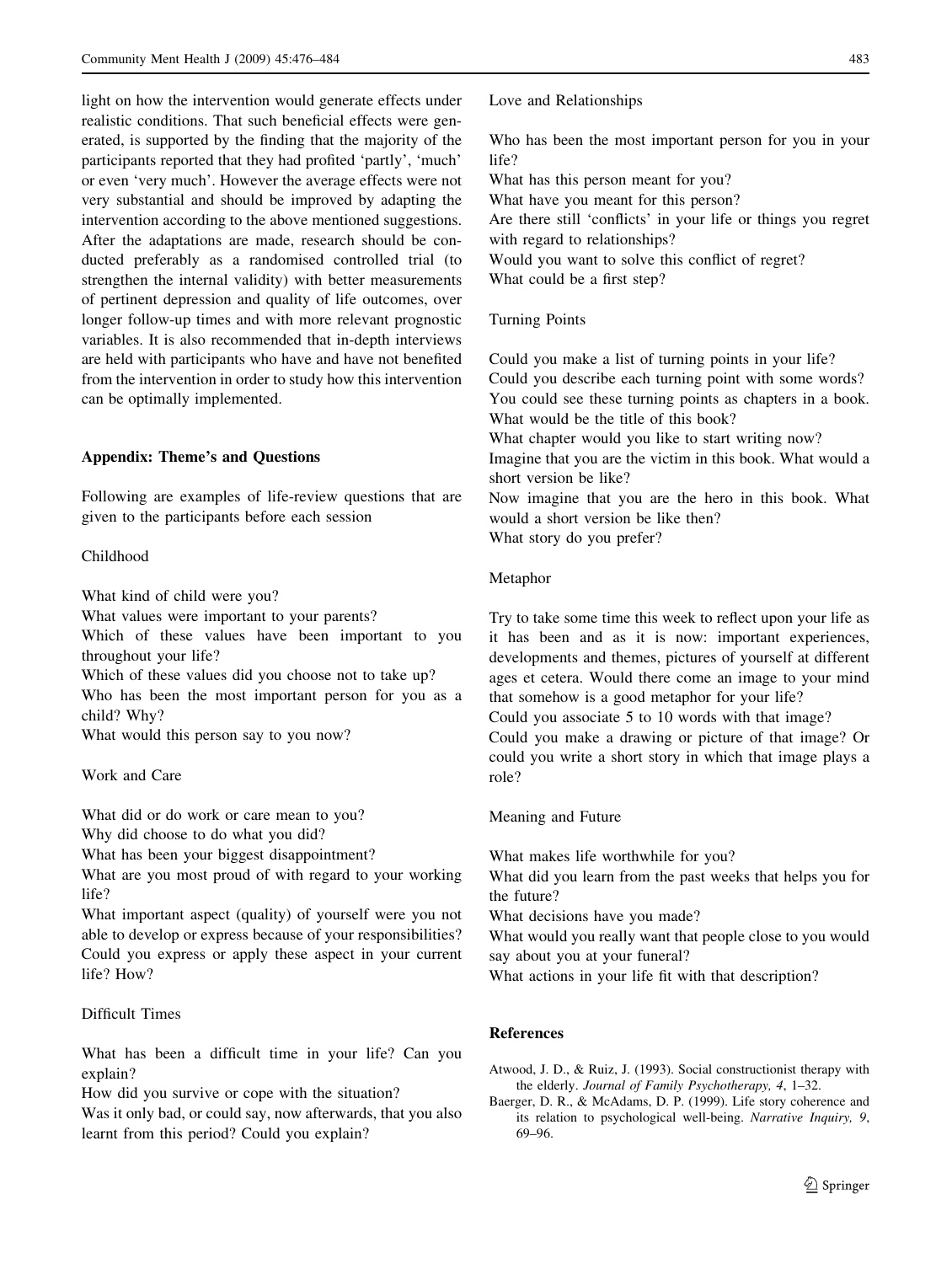light on how the intervention would generate effects under realistic conditions. That such beneficial effects were generated, is supported by the finding that the majority of the participants reported that they had profited 'partly', 'much' or even 'very much'. However the average effects were not very substantial and should be improved by adapting the intervention according to the above mentioned suggestions. After the adaptations are made, research should be conducted preferably as a randomised controlled trial (to strengthen the internal validity) with better measurements of pertinent depression and quality of life outcomes, over longer follow-up times and with more relevant prognostic variables. It is also recommended that in-depth interviews are held with participants who have and have not benefited from the intervention in order to study how this intervention can be optimally implemented.

## Appendix: Theme's and Questions

Following are examples of life-review questions that are given to the participants before each session

Childhood

What kind of child were you?
What values were important to your parents?
Which of these values have been important to you throughout your life?
Which of these values did you choose not to take up?
Who has been the most important person for you as a child? Why?
What would this person say to you now?

Work and Care

What did or do work or care mean to you?
Why did choose to do what you did?
What has been your biggest disappointment?
What are you most proud of with regard to your working life?
What important aspect (quality) of yourself were you not able to develop or express because of your responsibilities?
Could you express or apply these aspect in your current life? How?

Difficult Times

What has been a difficult time in your life? Can you explain?
How did you survive or cope with the situation?
Was it only bad, or could say, now afterwards, that you also learnt from this period? Could you explain?

Love and Relationships

Who has been the most important person for you in your life?
What has this person meant for you?
What have you meant for this person?
Are there still 'conflicts' in your life or things you regret with regard to relationships?
Would you want to solve this conflict of regret?
What could be a first step?

Turning Points

Could you make a list of turning points in your life?
Could you describe each turning point with some words?
You could see these turning points as chapters in a book. What would be the title of this book?
What chapter would you like to start writing now?
Imagine that you are the victim in this book. What would a short version be like?
Now imagine that you are the hero in this book. What would a short version be like then?
What story do you prefer?

Metaphor

Try to take some time this week to reflect upon your life as it has been and as it is now: important experiences, developments and themes, pictures of yourself at different ages et cetera. Would there come an image to your mind that somehow is a good metaphor for your life?
Could you associate 5 to 10 words with that image?
Could you make a drawing or picture of that image? Or could you write a short story in which that image plays a role?

Meaning and Future

What makes life worthwhile for you?
What did you learn from the past weeks that helps you for the future?
What decisions have you made?
What would you really want that people close to you would say about you at your funeral?
What actions in your life fit with that description?

## References

Atwood, J. D., & Ruiz, J. (1993). Social constructionist therapy with the elderly. *Journal of Family Psychotherapy, 4*, 1–32.

Baerger, D. R., & McAdams, D. P. (1999). Life story coherence and its relation to psychological well-being. *Narrative Inquiry, 9*, 69–96.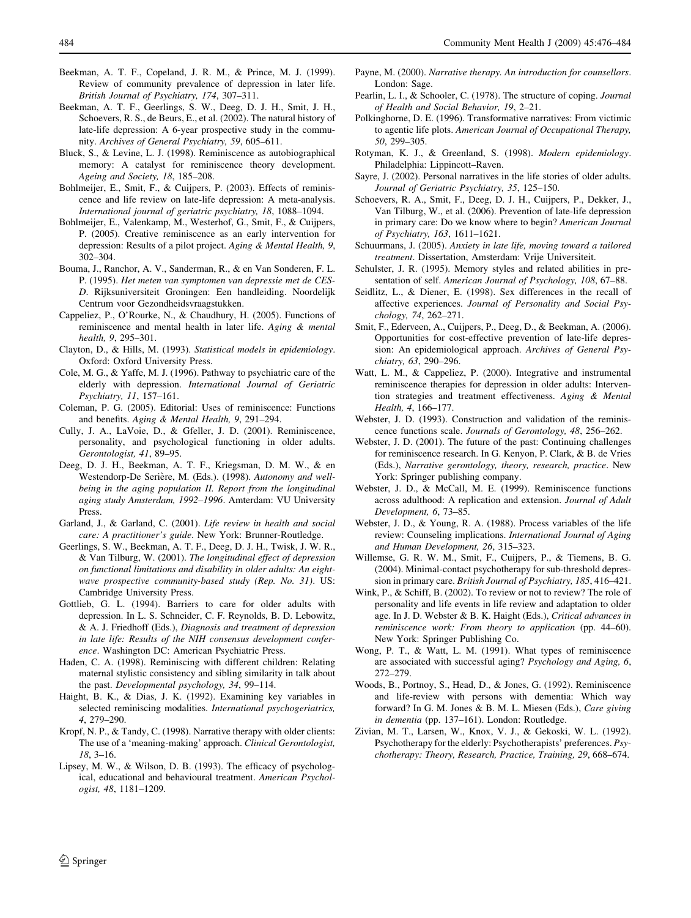Beekman, A. T. F., Copeland, J. R. M., & Prince, M. J. (1999). Review of community prevalence of depression in later life. *British Journal of Psychiatry, 174*, 307–311.

Beekman, A. T. F., Geerlings, S. W., Deeg, D. J. H., Smit, J. H., Schoevers, R. S., de Beurs, E., et al. (2002). The natural history of late-life depression: A 6-year prospective study in the community. *Archives of General Psychiatry, 59*, 605–611.

Bluck, S., & Levine, L. J. (1998). Reminiscence as autobiographical memory: A catalyst for reminiscence theory development. *Ageing and Society, 18*, 185–208.

Bohlmeijer, E., Smit, F., & Cuijpers, P. (2003). Effects of reminiscence and life review on late-life depression: A meta-analysis. *International journal of geriatric psychiatry, 18*, 1088–1094.

Bohlmeijer, E., Valenkamp, M., Westerhof, G., Smit, F., & Cuijpers, P. (2005). Creative reminiscence as an early intervention for depression: Results of a pilot project. *Aging & Mental Health, 9*, 302–304.

Bouma, J., Ranchor, A. V., Sanderman, R., & en Van Sonderen, F. L. P. (1995). *Het meten van symptomen van depressie met de CES-D*. Rijksuniversiteit Groningen: Een handleiding. Noordelijk Centrum voor Gezondheidsvraagstukken.

Cappeliez, P., O'Rourke, N., & Chaudhury, H. (2005). Functions of reminiscence and mental health in later life. *Aging & mental health, 9*, 295–301.

Clayton, D., & Hills, M. (1993). *Statistical models in epidemiology*. Oxford: Oxford University Press.

Cole, M. G., & Yaffe, M. J. (1996). Pathway to psychiatric care of the elderly with depression. *International Journal of Geriatric Psychiatry, 11*, 157–161.

Coleman, P. G. (2005). Editorial: Uses of reminiscence: Functions and benefits. *Aging & Mental Health, 9*, 291–294.

Cully, J. A., LaVoie, D., & Gfeller, J. D. (2001). Reminiscence, personality, and psychological functioning in older adults. *Gerontologist, 41*, 89–95.

Deeg, D. J. H., Beekman, A. T. F., Kriegsman, D. M. W., & en Westendorp-De Serière, M. (Eds.). (1998). *Autonomy and well-being in the aging population II. Report from the longitudinal aging study Amsterdam, 1992–1996*. Amterdam: VU University Press.

Garland, J., & Garland, C. (2001). *Life review in health and social care: A practitioner's guide*. New York: Brunner-Routledge.

Geerlings, S. W., Beekman, A. T. F., Deeg, D. J. H., Twisk, J. W. R., & Van Tilburg, W. (2001). *The longitudinal effect of depression on functional limitations and disability in older adults: An eight-wave prospective community-based study (Rep. No. 31)*. US: Cambridge University Press.

Gottlieb, G. L. (1994). Barriers to care for older adults with depression. In L. S. Schneider, C. F. Reynolds, B. D. Lebowitz, & A. J. Friedhoff (Eds.), *Diagnosis and treatment of depression in late life: Results of the NIH consensus development conference*. Washington DC: American Psychiatric Press.

Haden, C. A. (1998). Reminiscing with different children: Relating maternal stylistic consistency and sibling similarity in talk about the past. *Developmental psychology, 34*, 99–114.

Haight, B. K., & Dias, J. K. (1992). Examining key variables in selected reminiscing modalities. *International psychogeriatrics, 4*, 279–290.

Kropf, N. P., & Tandy, C. (1998). Narrative therapy with older clients: The use of a 'meaning-making' approach. *Clinical Gerontologist, 18*, 3–16.

Lipsey, M. W., & Wilson, D. B. (1993). The efficacy of psychological, educational and behavioural treatment. *American Psychologist, 48*, 1181–1209.

Payne, M. (2000). *Narrative therapy. An introduction for counsellors*. London: Sage.

Pearlin, L. I., & Schooler, C. (1978). The structure of coping. *Journal of Health and Social Behavior, 19*, 2–21.

Polkinghorne, D. E. (1996). Transformative narratives: From victimic to agentic life plots. *American Journal of Occupational Therapy, 50*, 299–305.

Rotyman, K. J., & Greenland, S. (1998). *Modern epidemiology*. Philadelphia: Lippincott–Raven.

Sayre, J. (2002). Personal narratives in the life stories of older adults. *Journal of Geriatric Psychiatry, 35*, 125–150.

Schoevers, R. A., Smit, F., Deeg, D. J. H., Cuijpers, P., Dekker, J., Van Tilburg, W., et al. (2006). Prevention of late-life depression in primary care: Do we know where to begin? *American Journal of Psychiatry, 163*, 1611–1621.

Schuurmans, J. (2005). *Anxiety in late life, moving toward a tailored treatment*. Dissertation, Amsterdam: Vrije Universiteit.

Sehulster, J. R. (1995). Memory styles and related abilities in presentation of self. *American Journal of Psychology, 108*, 67–88.

Seidlitz, L., & Diener, E. (1998). Sex differences in the recall of affective experiences. *Journal of Personality and Social Psychology, 74*, 262–271.

Smit, F., Ederveen, A., Cuijpers, P., Deeg, D., & Beekman, A. (2006). Opportunities for cost-effective prevention of late-life depression: An epidemiological approach. *Archives of General Psychiatry, 63*, 290–296.

Watt, L. M., & Cappeliez, P. (2000). Integrative and instrumental reminiscence therapies for depression in older adults: Intervention strategies and treatment effectiveness. *Aging & Mental Health, 4*, 166–177.

Webster, J. D. (1993). Construction and validation of the reminiscence functions scale. *Journals of Gerontology, 48*, 256–262.

Webster, J. D. (2001). The future of the past: Continuing challenges for reminiscence research. In G. Kenyon, P. Clark, & B. de Vries (Eds.), *Narrative gerontology, theory, research, practice*. New York: Springer publishing company.

Webster, J. D., & McCall, M. E. (1999). Reminiscence functions across adulthood: A replication and extension. *Journal of Adult Development, 6*, 73–85.

Webster, J. D., & Young, R. A. (1988). Process variables of the life review: Counseling implications. *International Journal of Aging and Human Development, 26*, 315–323.

Willemse, G. R. W. M., Smit, F., Cuijpers, P., & Tiemens, B. G. (2004). Minimal-contact psychotherapy for sub-threshold depression in primary care. *British Journal of Psychiatry, 185*, 416–421.

Wink, P., & Schiff, B. (2002). To review or not to review? The role of personality and life events in life review and adaptation to older age. In J. D. Webster & B. K. Haight (Eds.), *Critical advances in reminiscence work: From theory to application* (pp. 44–60). New York: Springer Publishing Co.

Wong, P. T., & Watt, L. M. (1991). What types of reminiscence are associated with successful aging? *Psychology and Aging, 6*, 272–279.

Woods, B., Portnoy, S., Head, D., & Jones, G. (1992). Reminiscence and life-review with persons with dementia: Which way forward? In G. M. Jones & B. M. L. Miesen (Eds.), *Care giving in dementia* (pp. 137–161). London: Routledge.

Zivian, M. T., Larsen, W., Knox, V. J., & Gekoski, W. L. (1992). Psychotherapy for the elderly: Psychotherapists' preferences. *Psychotherapy: Theory, Research, Practice, Training, 29*, 668–674.